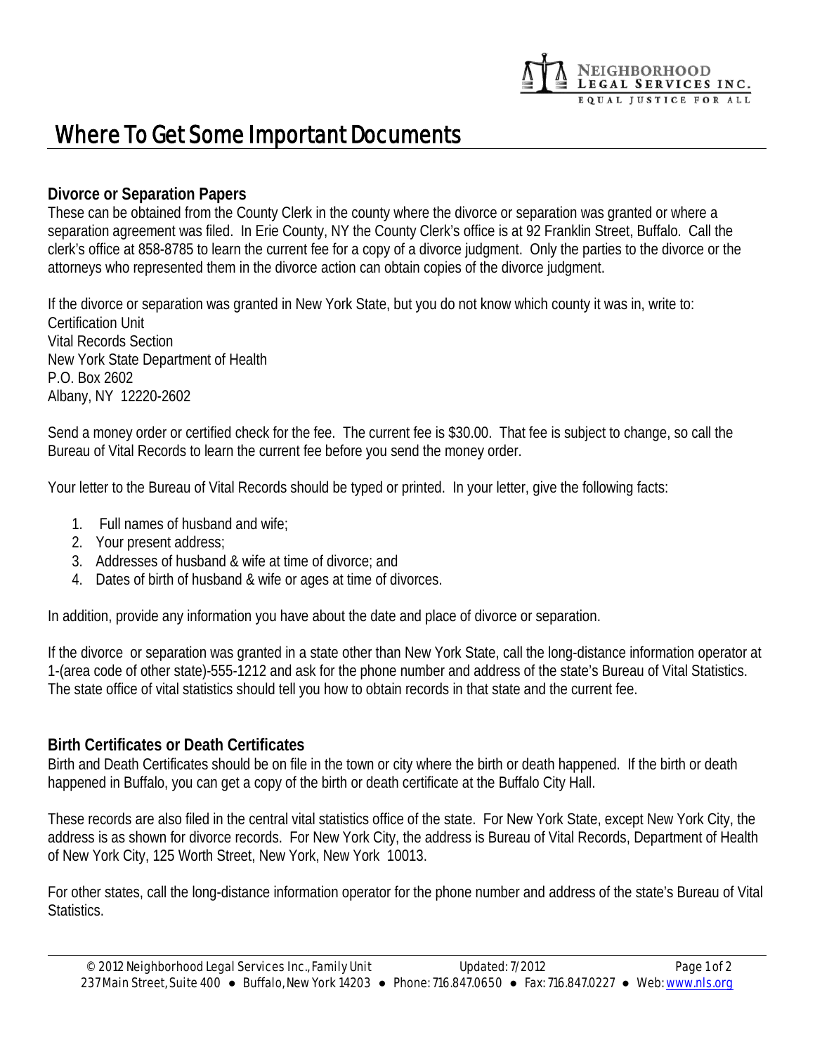# Where To Get Some Important Documents

## Divorce or Separation Papers

These can be obtained from the County Clerk in the county where the divorce or separation was granted or where a separation agreement was filed. In Erie County, NY the County Clerk's office is at 92 Franklin Street, Buffalo. Call the clerk's office at 858-8785 to learn the current fee for a copy of a divorce judgment. Only the parties to the divorce or the attorneys who represented them in the divorce action can obtain copies of the divorce judgment.

If the divorce or separation was granted in New York State, but you do not know which county it was in, write to:
Certification Unit
Vital Records Section
New York State Department of Health
P.O. Box 2602
Albany, NY 12220-2602

Send a money order or certified check for the fee. The current fee is $30.00. That fee is subject to change, so call the Bureau of Vital Records to learn the current fee before you send the money order.

Your letter to the Bureau of Vital Records should be typed or printed. In your letter, give the following facts:

1. Full names of husband and wife;
2. Your present address;
3. Addresses of husband & wife at time of divorce; and
4. Dates of birth of husband & wife or ages at time of divorces.

In addition, provide any information you have about the date and place of divorce or separation.

If the divorce or separation was granted in a state other than New York State, call the long-distance information operator at 1-(area code of other state)-555-1212 and ask for the phone number and address of the state's Bureau of Vital Statistics. The state office of vital statistics should tell you how to obtain records in that state and the current fee.

## Birth Certificates or Death Certificates

Birth and Death Certificates should be on file in the town or city where the birth or death happened. If the birth or death happened in Buffalo, you can get a copy of the birth or death certificate at the Buffalo City Hall.

These records are also filed in the central vital statistics office of the state. For New York State, except New York City, the address is as shown for divorce records. For New York City, the address is Bureau of Vital Records, Department of Health of New York City, 125 Worth Street, New York, New York 10013.

For other states, call the long-distance information operator for the phone number and address of the state's Bureau of Vital Statistics.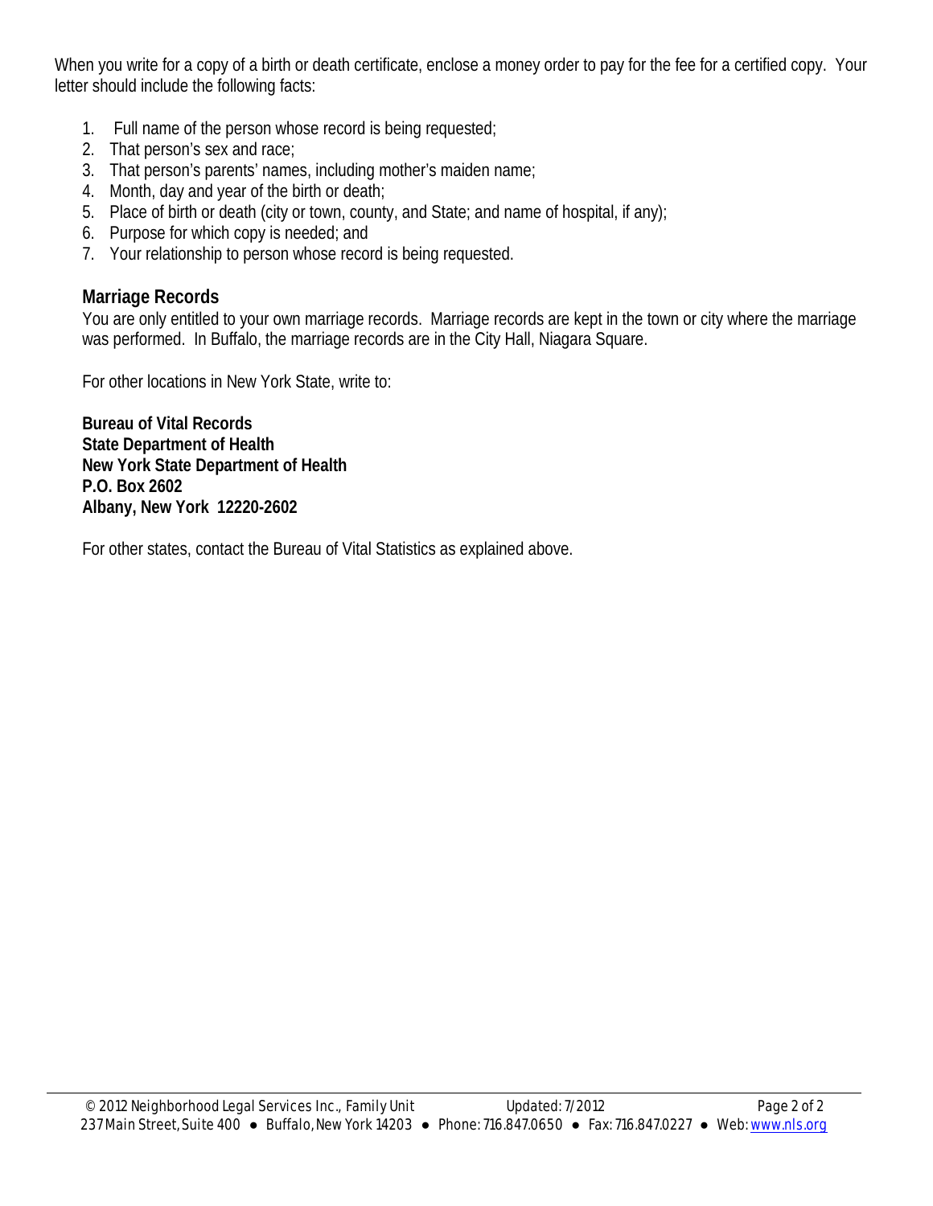When you write for a copy of a birth or death certificate, enclose a money order to pay for the fee for a certified copy. Your letter should include the following facts:

1. Full name of the person whose record is being requested;
2. That person's sex and race;
3. That person's parents' names, including mother's maiden name;
4. Month, day and year of the birth or death;
5. Place of birth or death (city or town, county, and State; and name of hospital, if any);
6. Purpose for which copy is needed; and
7. Your relationship to person whose record is being requested.

## Marriage Records

You are only entitled to your own marriage records. Marriage records are kept in the town or city where the marriage was performed. In Buffalo, the marriage records are in the City Hall, Niagara Square.

For other locations in New York State, write to:

**Bureau of Vital Records**
**State Department of Health**
**New York State Department of Health**
**P.O. Box 2602**
**Albany, New York 12220-2602**

For other states, contact the Bureau of Vital Statistics as explained above.